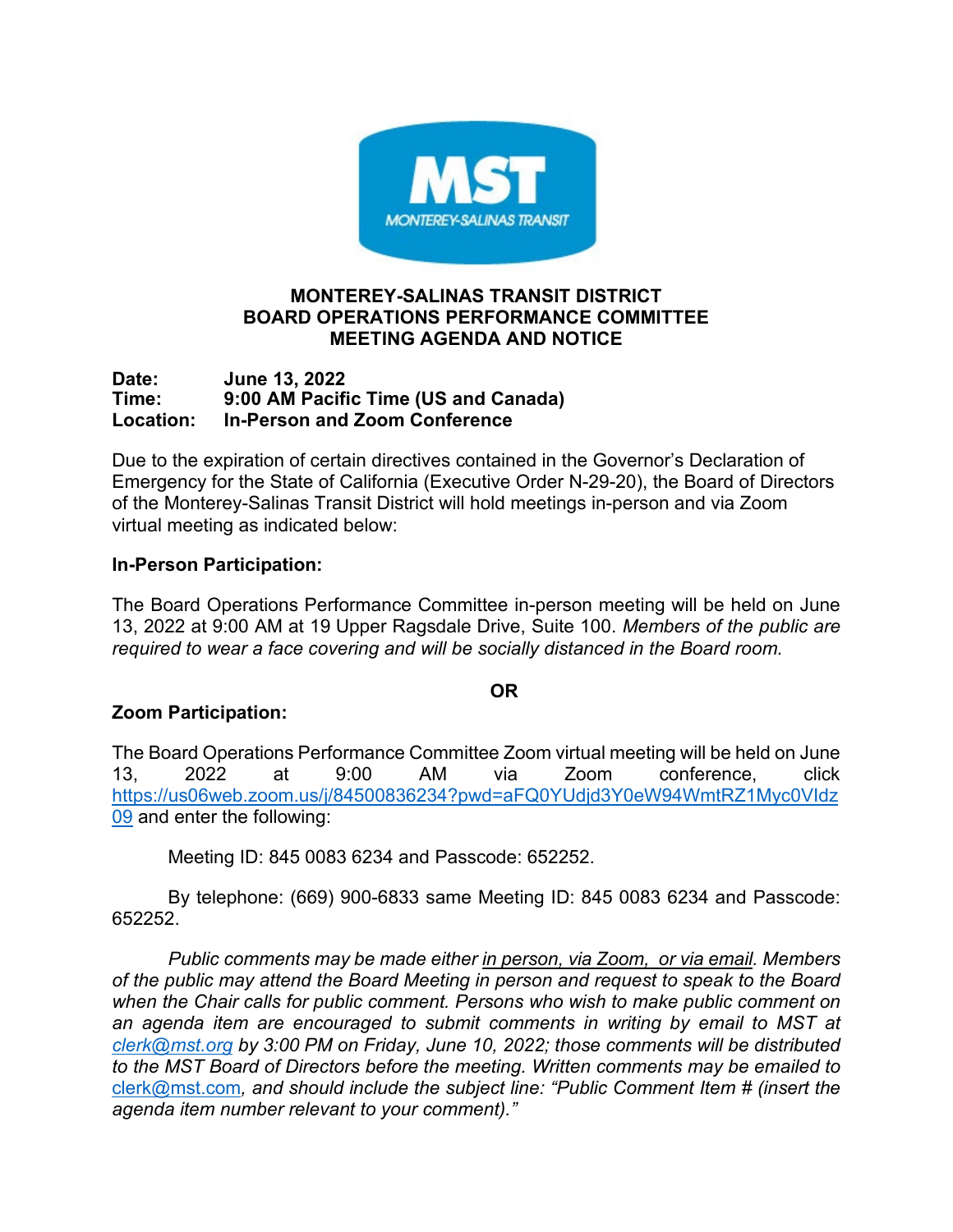# MONTEREY-SALINAS TRANSIT DISTRICT
# BOARD OPERATIONS PERFORMANCE COMMITTEE
# MEETING AGENDA AND NOTICE

**Date:** June 13, 2022
**Time:** 9:00 AM Pacific Time (US and Canada)
**Location:** In-Person and Zoom Conference

Due to the expiration of certain directives contained in the Governor's Declaration of Emergency for the State of California (Executive Order N-29-20), the Board of Directors of the Monterey-Salinas Transit District will hold meetings in-person and via Zoom virtual meeting as indicated below:

**In-Person Participation:**

The Board Operations Performance Committee in-person meeting will be held on June 13, 2022 at 9:00 AM at 19 Upper Ragsdale Drive, Suite 100. *Members of the public are required to wear a face covering and will be socially distanced in the Board room.*

**OR**

**Zoom Participation:**

The Board Operations Performance Committee Zoom virtual meeting will be held on June 13, 2022 at 9:00 AM via Zoom conference, click https://us06web.zoom.us/j/84500836234?pwd=aFQ0YUdjd3Y0eW94WmtRZ1Myc0VIdz09 and enter the following:

Meeting ID: 845 0083 6234 and Passcode: 652252.

By telephone: (669) 900-6833 same Meeting ID: 845 0083 6234 and Passcode: 652252.

*Public comments may be made either in person, via Zoom, or via email. Members of the public may attend the Board Meeting in person and request to speak to the Board when the Chair calls for public comment. Persons who wish to make public comment on an agenda item are encouraged to submit comments in writing by email to MST at clerk@mst.org by 3:00 PM on Friday, June 10, 2022; those comments will be distributed to the MST Board of Directors before the meeting. Written comments may be emailed to clerk@mst.com, and should include the subject line: "Public Comment Item # (insert the agenda item number relevant to your comment)."*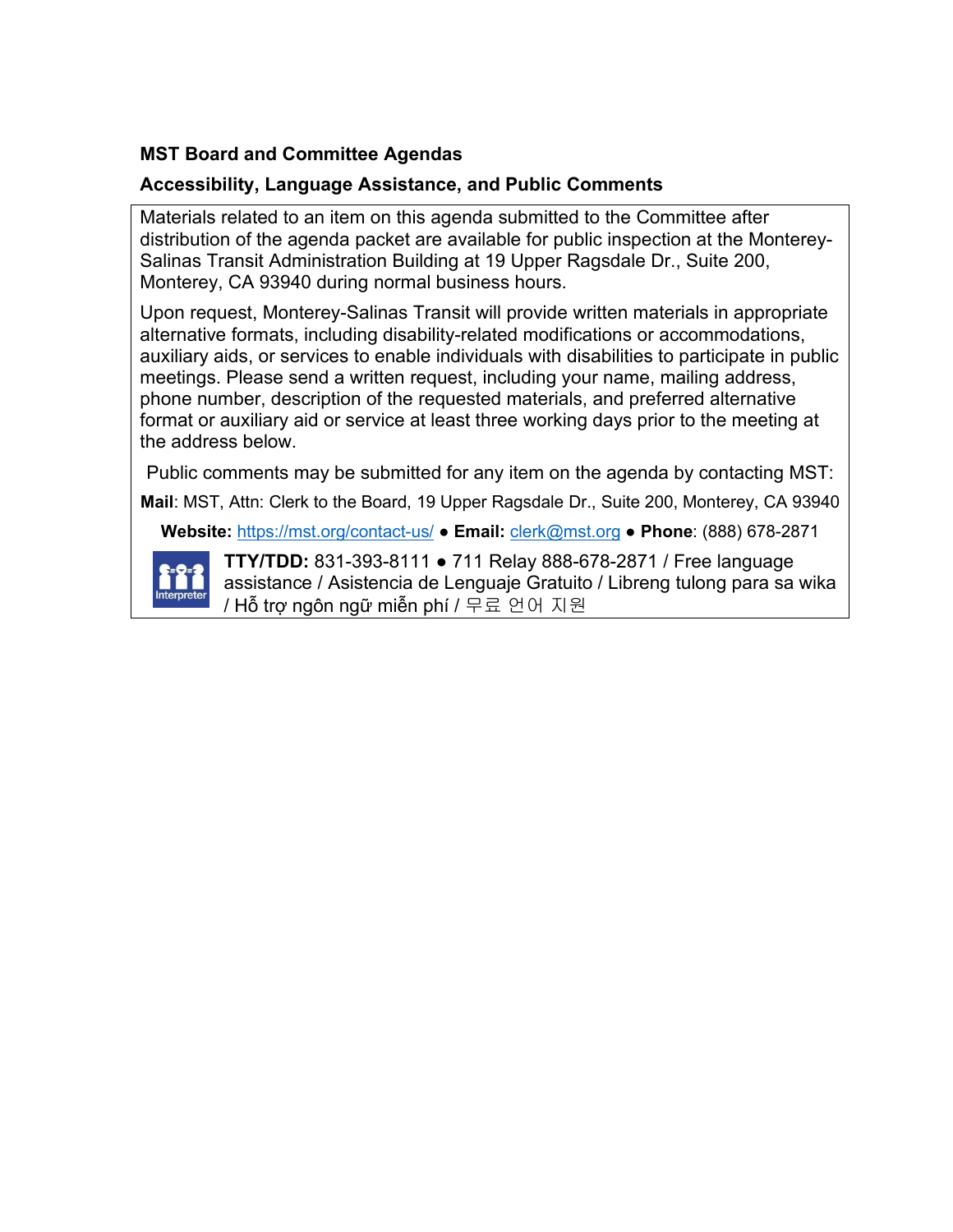**MST Board and Committee Agendas**

**Accessibility, Language Assistance, and Public Comments**

Materials related to an item on this agenda submitted to the Committee after distribution of the agenda packet are available for public inspection at the Monterey-Salinas Transit Administration Building at 19 Upper Ragsdale Dr., Suite 200, Monterey, CA 93940 during normal business hours.

Upon request, Monterey-Salinas Transit will provide written materials in appropriate alternative formats, including disability-related modifications or accommodations, auxiliary aids, or services to enable individuals with disabilities to participate in public meetings. Please send a written request, including your name, mailing address, phone number, description of the requested materials, and preferred alternative format or auxiliary aid or service at least three working days prior to the meeting at the address below.

Public comments may be submitted for any item on the agenda by contacting MST:

**Mail**: MST, Attn: Clerk to the Board, 19 Upper Ragsdale Dr., Suite 200, Monterey, CA 93940

**Website:** https://mst.org/contact-us/ ● **Email:** clerk@mst.org ● **Phone**: (888) 678-2871

**TTY/TDD:** 831-393-8111 ● 711 Relay 888-678-2871 / Free language assistance / Asistencia de Lenguaje Gratuito / Libreng tulong para sa wika / Hỗ trợ ngôn ngữ miễn phí / 무료 언어 지원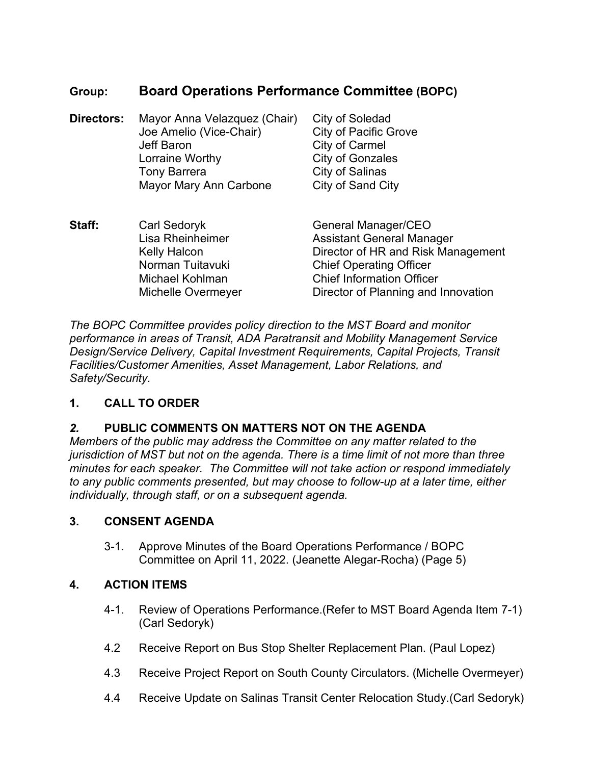**Group:** **Board Operations Performance Committee (BOPC)**

| | | |
|---|---|---|
| **Directors:** | Mayor Anna Velazquez (Chair) | City of Soledad |
| | Joe Amelio (Vice-Chair) | City of Pacific Grove |
| | Jeff Baron | City of Carmel |
| | Lorraine Worthy | City of Gonzales |
| | Tony Barrera | City of Salinas |
| | Mayor Mary Ann Carbone | City of Sand City |
| **Staff:** | Carl Sedoryk | General Manager/CEO |
| | Lisa Rheinheimer | Assistant General Manager |
| | Kelly Halcon | Director of HR and Risk Management |
| | Norman Tuitavuki | Chief Operating Officer |
| | Michael Kohlman | Chief Information Officer |
| | Michelle Overmeyer | Director of Planning and Innovation |

*The BOPC Committee provides policy direction to the MST Board and monitor performance in areas of Transit, ADA Paratransit and Mobility Management Service Design/Service Delivery, Capital Investment Requirements, Capital Projects, Transit Facilities/Customer Amenities, Asset Management, Labor Relations, and Safety/Security.*

## 1. CALL TO ORDER

## *2.* PUBLIC COMMENTS ON MATTERS NOT ON THE AGENDA

*Members of the public may address the Committee on any matter related to the jurisdiction of MST but not on the agenda. There is a time limit of not more than three minutes for each speaker. The Committee will not take action or respond immediately to any public comments presented, but may choose to follow-up at a later time, either individually, through staff, or on a subsequent agenda.*

## 3. CONSENT AGENDA

3-1. Approve Minutes of the Board Operations Performance / BOPC Committee on April 11, 2022. (Jeanette Alegar-Rocha) (Page 5)

## 4. ACTION ITEMS

4-1. Review of Operations Performance.(Refer to MST Board Agenda Item 7-1) (Carl Sedoryk)

4.2 Receive Report on Bus Stop Shelter Replacement Plan. (Paul Lopez)

4.3 Receive Project Report on South County Circulators. (Michelle Overmeyer)

4.4 Receive Update on Salinas Transit Center Relocation Study.(Carl Sedoryk)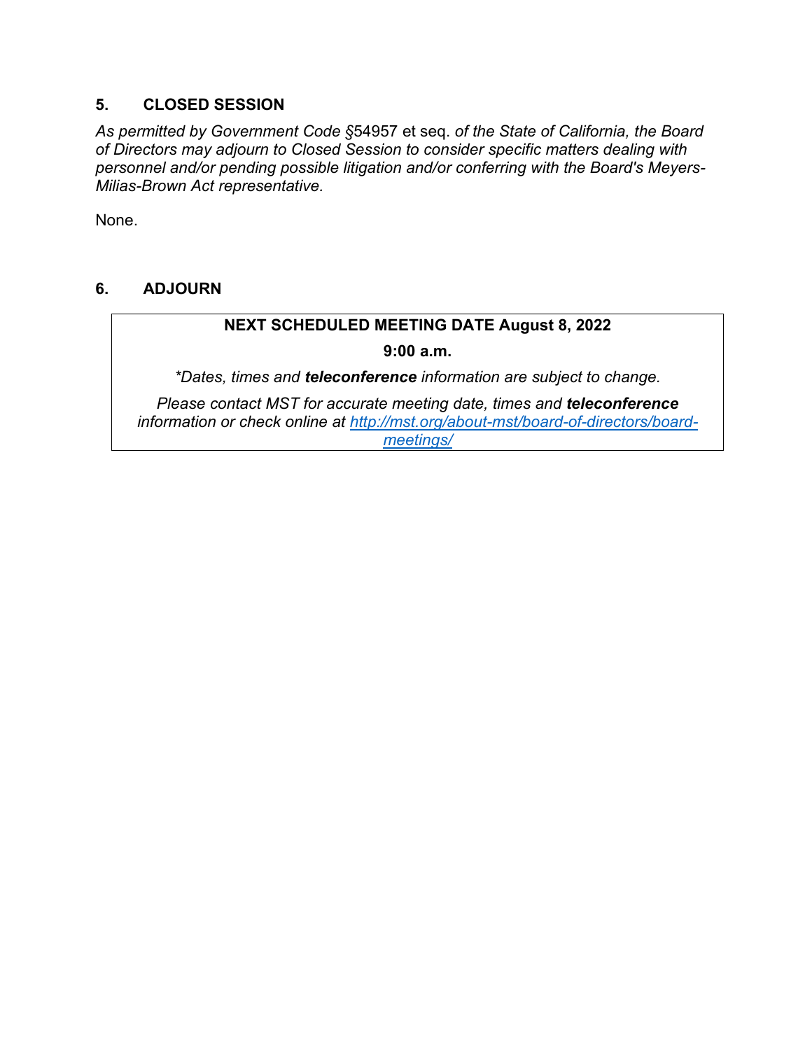## 5. CLOSED SESSION

*As permitted by Government Code §*54957 et seq. *of the State of California, the Board of Directors may adjourn to Closed Session to consider specific matters dealing with personnel and/or pending possible litigation and/or conferring with the Board's Meyers-Milias-Brown Act representative.*

None.

## 6. ADJOURN

| **NEXT SCHEDULED MEETING DATE August 8, 2022** |
|---|
| **9:00 a.m.** |
| *\*Dates, times and **teleconference** information are subject to change.* |
| *Please contact MST for accurate meeting date, times and **teleconference** information or check online at [http://mst.org/about-mst/board-of-directors/board-meetings/](http://mst.org/about-mst/board-of-directors/board-meetings/)* |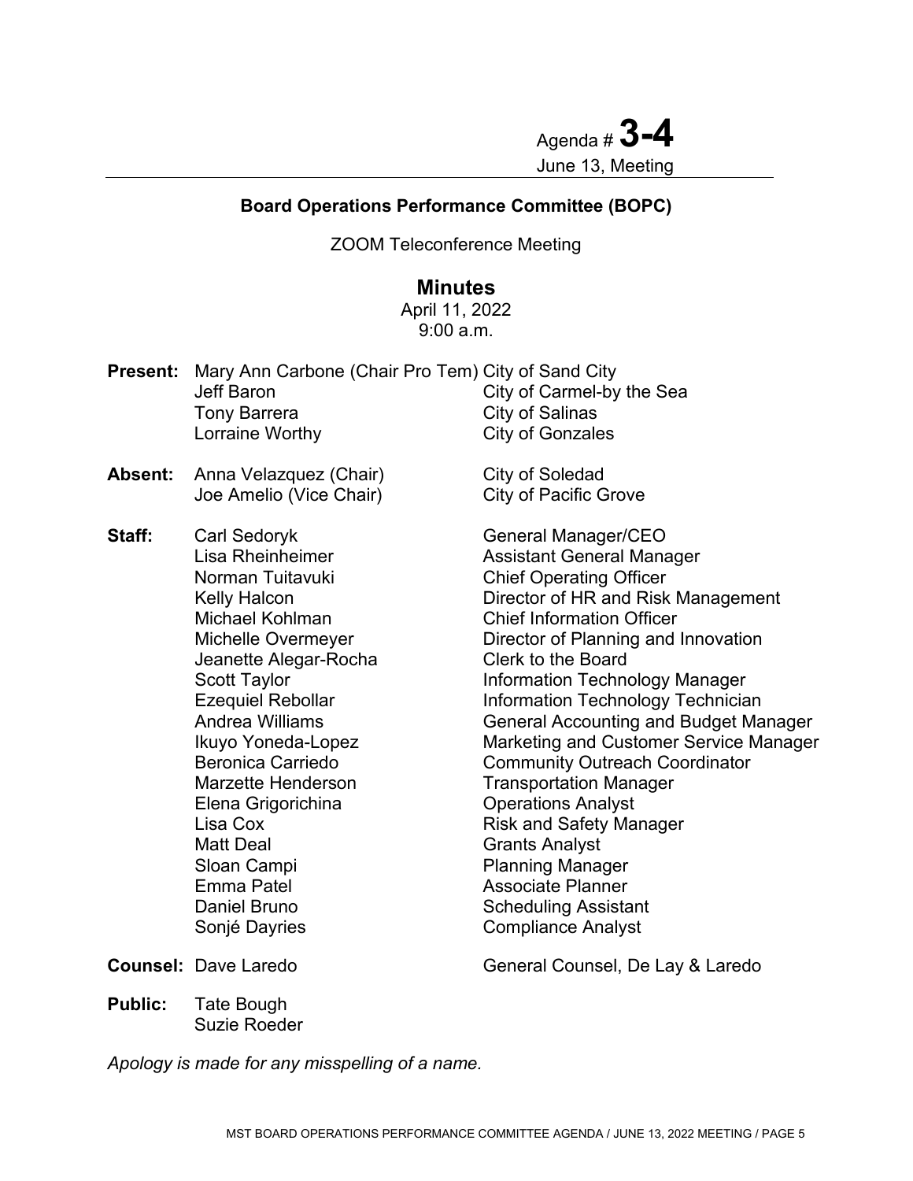Agenda # **3-4**
June 13, Meeting

**Board Operations Performance Committee (BOPC)**

ZOOM Teleconference Meeting

## Minutes

April 11, 2022
9:00 a.m.

| | | |
|---|---|---|
| **Present:** | Mary Ann Carbone (Chair Pro Tem) | City of Sand City |
| | Jeff Baron | City of Carmel-by the Sea |
| | Tony Barrera | City of Salinas |
| | Lorraine Worthy | City of Gonzales |
| **Absent:** | Anna Velazquez (Chair) | City of Soledad |
| | Joe Amelio (Vice Chair) | City of Pacific Grove |
| **Staff:** | Carl Sedoryk | General Manager/CEO |
| | Lisa Rheinheimer | Assistant General Manager |
| | Norman Tuitavuki | Chief Operating Officer |
| | Kelly Halcon | Director of HR and Risk Management |
| | Michael Kohlman | Chief Information Officer |
| | Michelle Overmeyer | Director of Planning and Innovation |
| | Jeanette Alegar-Rocha | Clerk to the Board |
| | Scott Taylor | Information Technology Manager |
| | Ezequiel Rebollar | Information Technology Technician |
| | Andrea Williams | General Accounting and Budget Manager |
| | Ikuyo Yoneda-Lopez | Marketing and Customer Service Manager |
| | Beronica Carriedo | Community Outreach Coordinator |
| | Marzette Henderson | Transportation Manager |
| | Elena Grigorichina | Operations Analyst |
| | Lisa Cox | Risk and Safety Manager |
| | Matt Deal | Grants Analyst |
| | Sloan Campi | Planning Manager |
| | Emma Patel | Associate Planner |
| | Daniel Bruno | Scheduling Assistant |
| | Sonjé Dayries | Compliance Analyst |
| **Counsel:** | Dave Laredo | General Counsel, De Lay & Laredo |
| **Public:** | Tate Bough | |
| | Suzie Roeder | |

*Apology is made for any misspelling of a name.*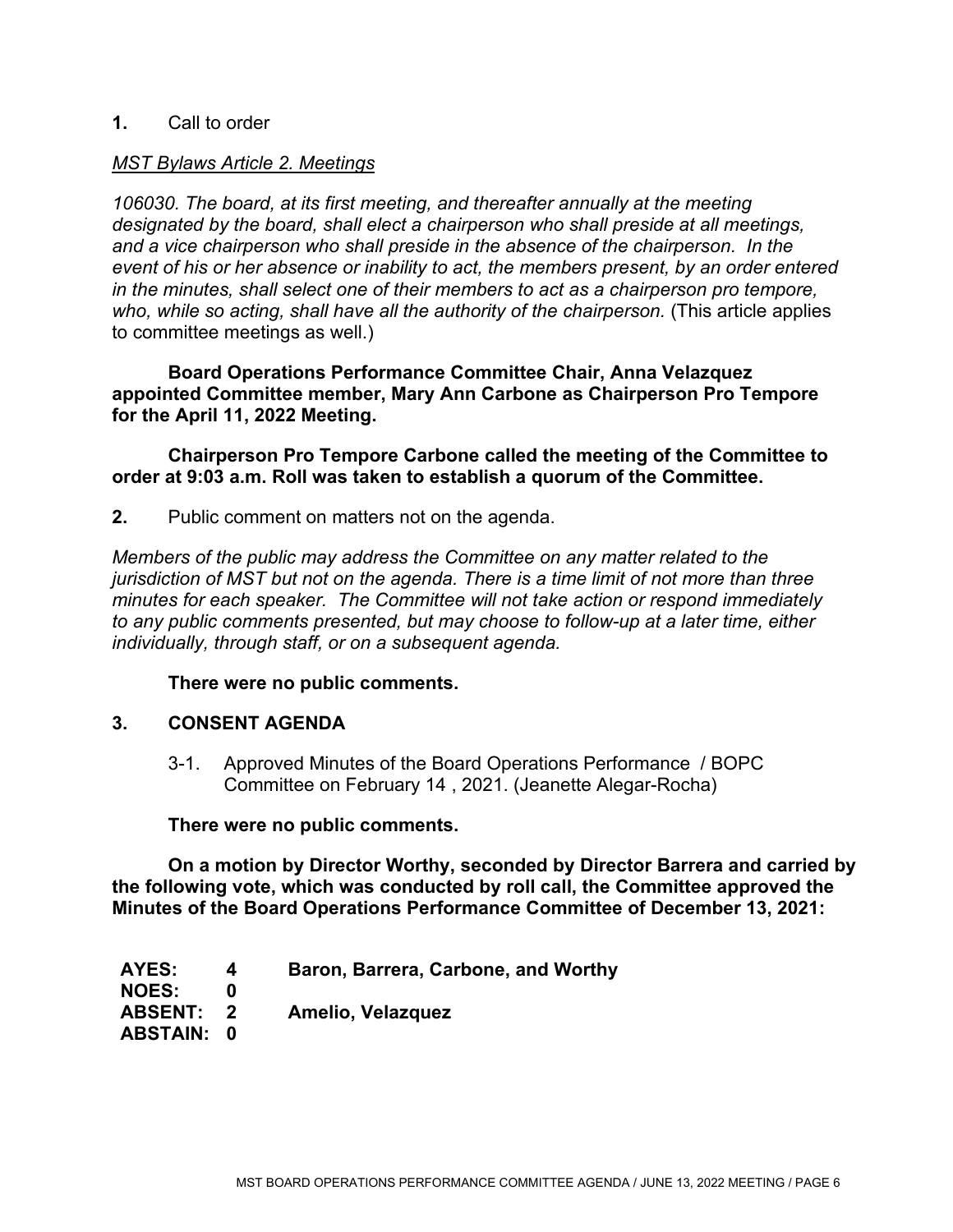**1.** Call to order

*<u>MST Bylaws Article 2. Meetings</u>*

*106030. The board, at its first meeting, and thereafter annually at the meeting designated by the board, shall elect a chairperson who shall preside at all meetings, and a vice chairperson who shall preside in the absence of the chairperson. In the event of his or her absence or inability to act, the members present, by an order entered in the minutes, shall select one of their members to act as a chairperson pro tempore, who, while so acting, shall have all the authority of the chairperson.* (This article applies to committee meetings as well.)

**Board Operations Performance Committee Chair, Anna Velazquez appointed Committee member, Mary Ann Carbone as Chairperson Pro Tempore for the April 11, 2022 Meeting.**

**Chairperson Pro Tempore Carbone called the meeting of the Committee to order at 9:03 a.m. Roll was taken to establish a quorum of the Committee.**

**2.** Public comment on matters not on the agenda.

*Members of the public may address the Committee on any matter related to the jurisdiction of MST but not on the agenda. There is a time limit of not more than three minutes for each speaker. The Committee will not take action or respond immediately to any public comments presented, but may choose to follow-up at a later time, either individually, through staff, or on a subsequent agenda.*

**There were no public comments.**

**3. CONSENT AGENDA**

3-1. Approved Minutes of the Board Operations Performance / BOPC Committee on February 14 , 2021. (Jeanette Alegar-Rocha)

**There were no public comments.**

**On a motion by Director Worthy, seconded by Director Barrera and carried by the following vote, which was conducted by roll call, the Committee approved the Minutes of the Board Operations Performance Committee of December 13, 2021:**

| | | |
|---|---|---|
| **AYES:** | **4** | **Baron, Barrera, Carbone, and Worthy** |
| **NOES:** | **0** | |
| **ABSENT:** | **2** | **Amelio, Velazquez** |
| **ABSTAIN:** | **0** | |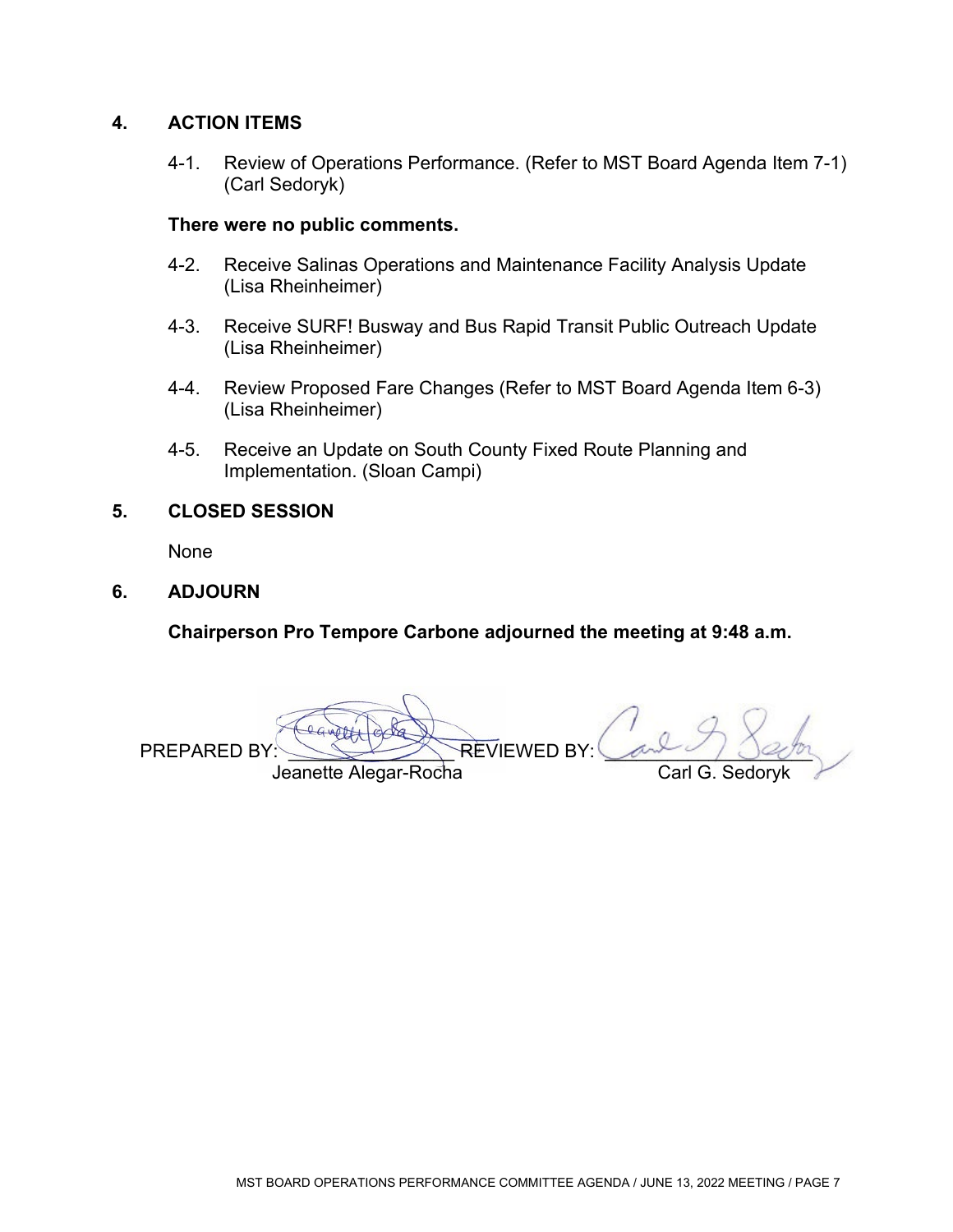## 4. ACTION ITEMS

4-1. Review of Operations Performance. (Refer to MST Board Agenda Item 7-1) (Carl Sedoryk)

**There were no public comments.**

4-2. Receive Salinas Operations and Maintenance Facility Analysis Update (Lisa Rheinheimer)

4-3. Receive SURF! Busway and Bus Rapid Transit Public Outreach Update (Lisa Rheinheimer)

4-4. Review Proposed Fare Changes (Refer to MST Board Agenda Item 6-3) (Lisa Rheinheimer)

4-5. Receive an Update on South County Fixed Route Planning and Implementation. (Sloan Campi)

## 5. CLOSED SESSION

None

## 6. ADJOURN

**Chairperson Pro Tempore Carbone adjourned the meeting at 9:48 a.m.**

PREPARED BY: ____________________ REVIEWED BY: ____________________
Jeanette Alegar-Rocha Carl G. Sedoryk